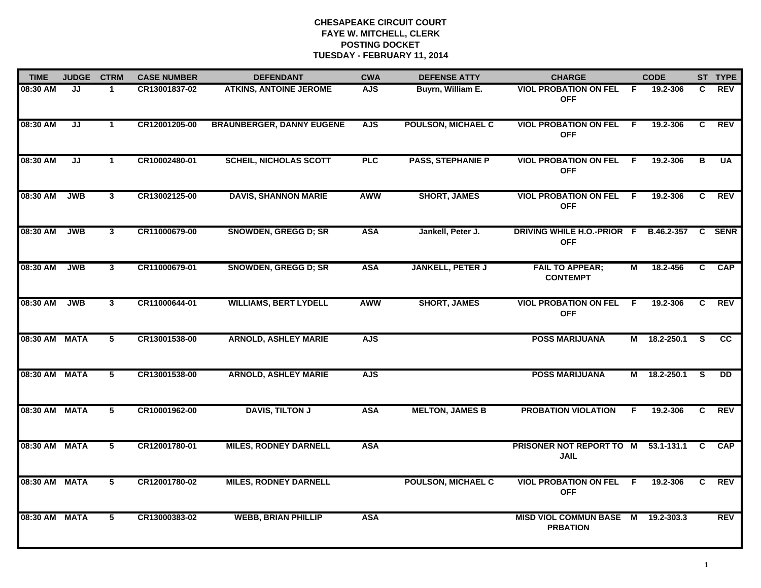# CHESAPEAKE CIRCUIT COURT
## FAYE W. MITCHELL, CLERK
## POSTING DOCKET
## TUESDAY - FEBRUARY 11, 2014

| TIME | JUDGE | CTRM | CASE NUMBER | DEFENDANT | CWA | DEFENSE ATTY | CHARGE | | CODE | ST | TYPE |
|---|---|---|---|---|---|---|---|---|---|---|---|
| 08:30 AM | JJ | 1 | CR13001837-02 | ATKINS, ANTOINE JEROME | AJS | Buyrn, William E. | VIOL PROBATION ON FEL OFF | F | 19.2-306 | C | REV |
| 08:30 AM | JJ | 1 | CR12001205-00 | BRAUNBERGER, DANNY EUGENE | AJS | POULSON, MICHAEL C | VIOL PROBATION ON FEL OFF | F | 19.2-306 | C | REV |
| 08:30 AM | JJ | 1 | CR10002480-01 | SCHEIL, NICHOLAS SCOTT | PLC | PASS, STEPHANIE P | VIOL PROBATION ON FEL OFF | F | 19.2-306 | B | UA |
| 08:30 AM | JWB | 3 | CR13002125-00 | DAVIS, SHANNON MARIE | AWW | SHORT, JAMES | VIOL PROBATION ON FEL OFF | F | 19.2-306 | C | REV |
| 08:30 AM | JWB | 3 | CR11000679-00 | SNOWDEN, GREGG D; SR | ASA | Jankell, Peter J. | DRIVING WHILE H.O.-PRIOR OFF | F | B.46.2-357 | C | SENR |
| 08:30 AM | JWB | 3 | CR11000679-01 | SNOWDEN, GREGG D; SR | ASA | JANKELL, PETER J | FAIL TO APPEAR; CONTEMPT | M | 18.2-456 | C | CAP |
| 08:30 AM | JWB | 3 | CR11000644-01 | WILLIAMS, BERT LYDELL | AWW | SHORT, JAMES | VIOL PROBATION ON FEL OFF | F | 19.2-306 | C | REV |
| 08:30 AM | MATA | 5 | CR13001538-00 | ARNOLD, ASHLEY MARIE | AJS | | POSS MARIJUANA | M | 18.2-250.1 | S | CC |
| 08:30 AM | MATA | 5 | CR13001538-00 | ARNOLD, ASHLEY MARIE | AJS | | POSS MARIJUANA | M | 18.2-250.1 | S | DD |
| 08:30 AM | MATA | 5 | CR10001962-00 | DAVIS, TILTON J | ASA | MELTON, JAMES B | PROBATION VIOLATION | F | 19.2-306 | C | REV |
| 08:30 AM | MATA | 5 | CR12001780-01 | MILES, RODNEY DARNELL | ASA | | PRISONER NOT REPORT TO JAIL | M | 53.1-131.1 | C | CAP |
| 08:30 AM | MATA | 5 | CR12001780-02 | MILES, RODNEY DARNELL | | POULSON, MICHAEL C | VIOL PROBATION ON FEL OFF | F | 19.2-306 | C | REV |
| 08:30 AM | MATA | 5 | CR13000383-02 | WEBB, BRIAN PHILLIP | ASA | | MISD VIOL COMMUN BASE PRBATION | M | 19.2-303.3 | | REV |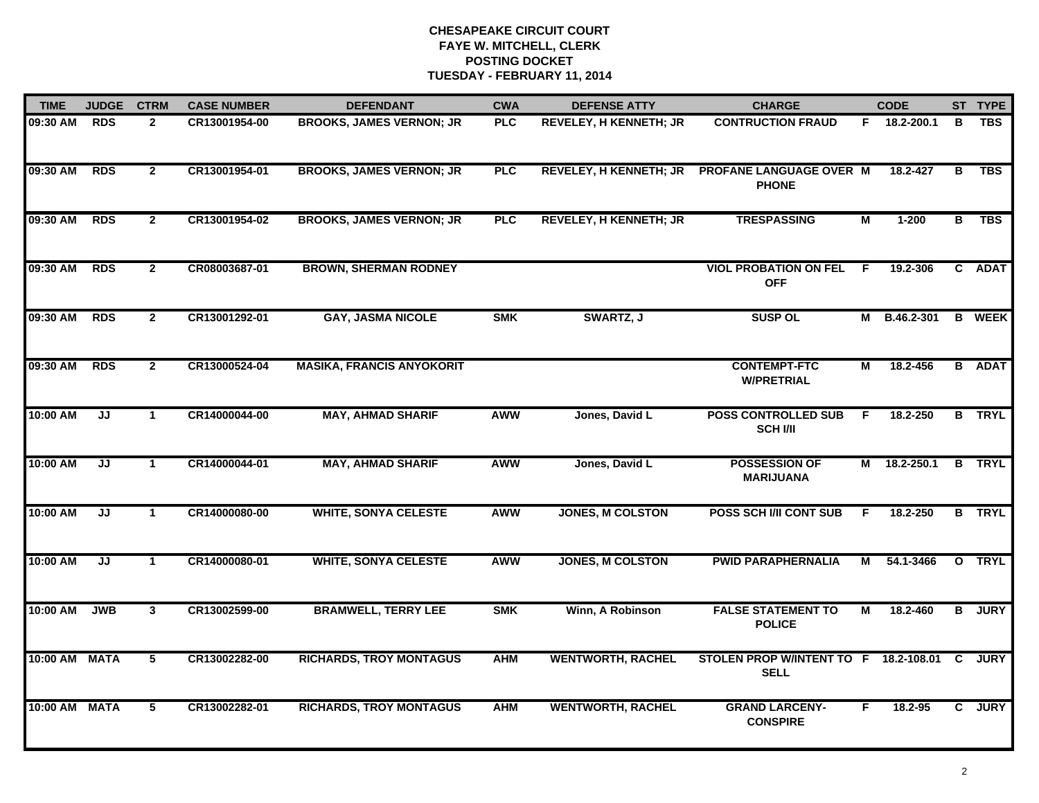# CHESAPEAKE CIRCUIT COURT
## FAYE W. MITCHELL, CLERK
## POSTING DOCKET
## TUESDAY - FEBRUARY 11, 2014

| TIME | JUDGE | CTRM | CASE NUMBER | DEFENDANT | CWA | DEFENSE ATTY | CHARGE | | CODE | ST | TYPE |
|---|---|---|---|---|---|---|---|---|---|---|---|
| 09:30 AM | RDS | 2 | CR13001954-00 | BROOKS, JAMES VERNON; JR | PLC | REVELEY, H KENNETH; JR | CONTRUCTION FRAUD | F | 18.2-200.1 | B | TBS |
| 09:30 AM | RDS | 2 | CR13001954-01 | BROOKS, JAMES VERNON; JR | PLC | REVELEY, H KENNETH; JR | PROFANE LANGUAGE OVER PHONE | M | 18.2-427 | B | TBS |
| 09:30 AM | RDS | 2 | CR13001954-02 | BROOKS, JAMES VERNON; JR | PLC | REVELEY, H KENNETH; JR | TRESPASSING | M | 1-200 | B | TBS |
| 09:30 AM | RDS | 2 | CR08003687-01 | BROWN, SHERMAN RODNEY | | | VIOL PROBATION ON FEL OFF | F | 19.2-306 | C | ADAT |
| 09:30 AM | RDS | 2 | CR13001292-01 | GAY, JASMA NICOLE | SMK | SWARTZ, J | SUSP OL | M | B.46.2-301 | B | WEEK |
| 09:30 AM | RDS | 2 | CR13000524-04 | MASIKA, FRANCIS ANYOKORIT | | | CONTEMPT-FTC W/PRETRIAL | M | 18.2-456 | B | ADAT |
| 10:00 AM | JJ | 1 | CR14000044-00 | MAY, AHMAD SHARIF | AWW | Jones, David L | POSS CONTROLLED SUB SCH I/II | F | 18.2-250 | B | TRYL |
| 10:00 AM | JJ | 1 | CR14000044-01 | MAY, AHMAD SHARIF | AWW | Jones, David L | POSSESSION OF MARIJUANA | M | 18.2-250.1 | B | TRYL |
| 10:00 AM | JJ | 1 | CR14000080-00 | WHITE, SONYA CELESTE | AWW | JONES, M COLSTON | POSS SCH I/II CONT SUB | F | 18.2-250 | B | TRYL |
| 10:00 AM | JJ | 1 | CR14000080-01 | WHITE, SONYA CELESTE | AWW | JONES, M COLSTON | PWID PARAPHERNALIA | M | 54.1-3466 | O | TRYL |
| 10:00 AM | JWB | 3 | CR13002599-00 | BRAMWELL, TERRY LEE | SMK | Winn, A Robinson | FALSE STATEMENT TO POLICE | M | 18.2-460 | B | JURY |
| 10:00 AM | MATA | 5 | CR13002282-00 | RICHARDS, TROY MONTAGUS | AHM | WENTWORTH, RACHEL | STOLEN PROP W/INTENT TO SELL | F | 18.2-108.01 | C | JURY |
| 10:00 AM | MATA | 5 | CR13002282-01 | RICHARDS, TROY MONTAGUS | AHM | WENTWORTH, RACHEL | GRAND LARCENY-CONSPIRE | F | 18.2-95 | C | JURY |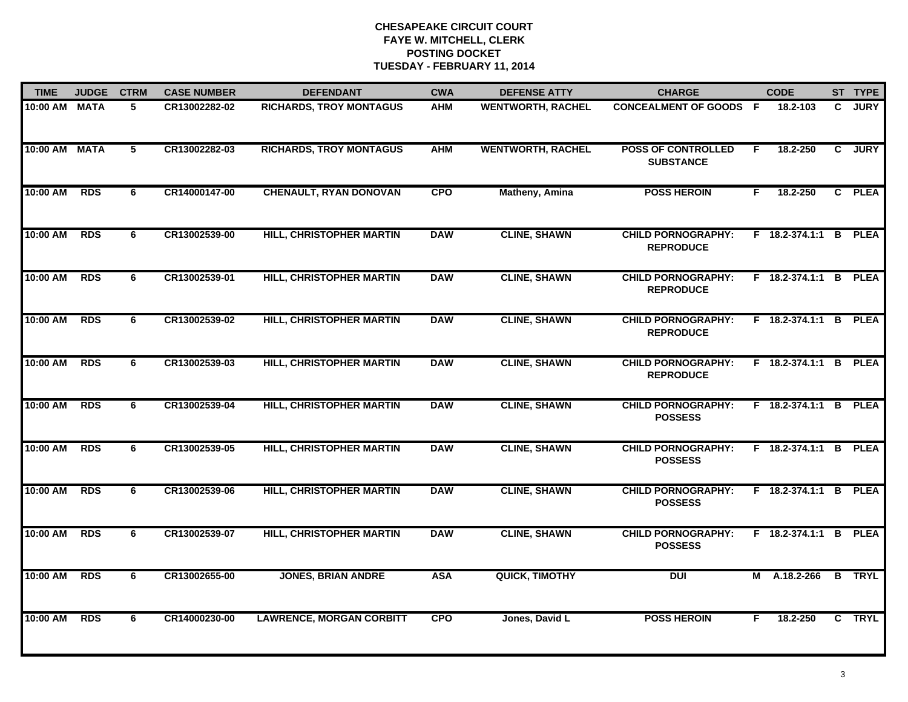**CHESAPEAKE CIRCUIT COURT**
**FAYE W. MITCHELL, CLERK**
**POSTING DOCKET**
**TUESDAY - FEBRUARY 11, 2014**

| TIME | JUDGE | CTRM | CASE NUMBER | DEFENDANT | CWA | DEFENSE ATTY | CHARGE | | CODE | ST | TYPE |
|---|---|---|---|---|---|---|---|---|---|---|---|
| 10:00 AM | MATA | 5 | CR13002282-02 | RICHARDS, TROY MONTAGUS | AHM | WENTWORTH, RACHEL | CONCEALMENT OF GOODS | F | 18.2-103 | C | JURY |
| 10:00 AM | MATA | 5 | CR13002282-03 | RICHARDS, TROY MONTAGUS | AHM | WENTWORTH, RACHEL | POSS OF CONTROLLED SUBSTANCE | F | 18.2-250 | C | JURY |
| 10:00 AM | RDS | 6 | CR14000147-00 | CHENAULT, RYAN DONOVAN | CPO | Matheny, Amina | POSS HEROIN | F | 18.2-250 | C | PLEA |
| 10:00 AM | RDS | 6 | CR13002539-00 | HILL, CHRISTOPHER MARTIN | DAW | CLINE, SHAWN | CHILD PORNOGRAPHY: REPRODUCE | F | 18.2-374.1:1 | B | PLEA |
| 10:00 AM | RDS | 6 | CR13002539-01 | HILL, CHRISTOPHER MARTIN | DAW | CLINE, SHAWN | CHILD PORNOGRAPHY: REPRODUCE | F | 18.2-374.1:1 | B | PLEA |
| 10:00 AM | RDS | 6 | CR13002539-02 | HILL, CHRISTOPHER MARTIN | DAW | CLINE, SHAWN | CHILD PORNOGRAPHY: REPRODUCE | F | 18.2-374.1:1 | B | PLEA |
| 10:00 AM | RDS | 6 | CR13002539-03 | HILL, CHRISTOPHER MARTIN | DAW | CLINE, SHAWN | CHILD PORNOGRAPHY: REPRODUCE | F | 18.2-374.1:1 | B | PLEA |
| 10:00 AM | RDS | 6 | CR13002539-04 | HILL, CHRISTOPHER MARTIN | DAW | CLINE, SHAWN | CHILD PORNOGRAPHY: POSSESS | F | 18.2-374.1:1 | B | PLEA |
| 10:00 AM | RDS | 6 | CR13002539-05 | HILL, CHRISTOPHER MARTIN | DAW | CLINE, SHAWN | CHILD PORNOGRAPHY: POSSESS | F | 18.2-374.1:1 | B | PLEA |
| 10:00 AM | RDS | 6 | CR13002539-06 | HILL, CHRISTOPHER MARTIN | DAW | CLINE, SHAWN | CHILD PORNOGRAPHY: POSSESS | F | 18.2-374.1:1 | B | PLEA |
| 10:00 AM | RDS | 6 | CR13002539-07 | HILL, CHRISTOPHER MARTIN | DAW | CLINE, SHAWN | CHILD PORNOGRAPHY: POSSESS | F | 18.2-374.1:1 | B | PLEA |
| 10:00 AM | RDS | 6 | CR13002655-00 | JONES, BRIAN ANDRE | ASA | QUICK, TIMOTHY | DUI | M | A.18.2-266 | B | TRYL |
| 10:00 AM | RDS | 6 | CR14000230-00 | LAWRENCE, MORGAN CORBITT | CPO | Jones, David L | POSS HEROIN | F | 18.2-250 | C | TRYL |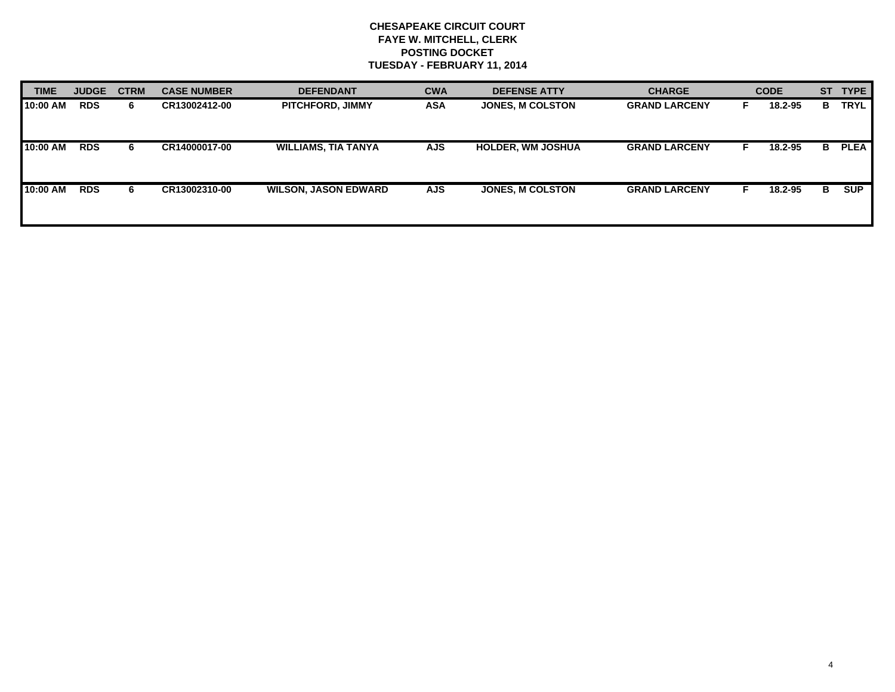**CHESAPEAKE CIRCUIT COURT**
**FAYE W. MITCHELL, CLERK**
**POSTING DOCKET**
**TUESDAY - FEBRUARY 11, 2014**

| TIME | JUDGE | CTRM | CASE NUMBER | DEFENDANT | CWA | DEFENSE ATTY | CHARGE | | CODE | ST | TYPE |
|---|---|---|---|---|---|---|---|---|---|---|---|
| 10:00 AM | RDS | 6 | CR13002412-00 | PITCHFORD, JIMMY | ASA | JONES, M COLSTON | GRAND LARCENY | F | 18.2-95 | B | TRYL |
| 10:00 AM | RDS | 6 | CR14000017-00 | WILLIAMS, TIA TANYA | AJS | HOLDER, WM JOSHUA | GRAND LARCENY | F | 18.2-95 | B | PLEA |
| 10:00 AM | RDS | 6 | CR13002310-00 | WILSON, JASON EDWARD | AJS | JONES, M COLSTON | GRAND LARCENY | F | 18.2-95 | B | SUP |